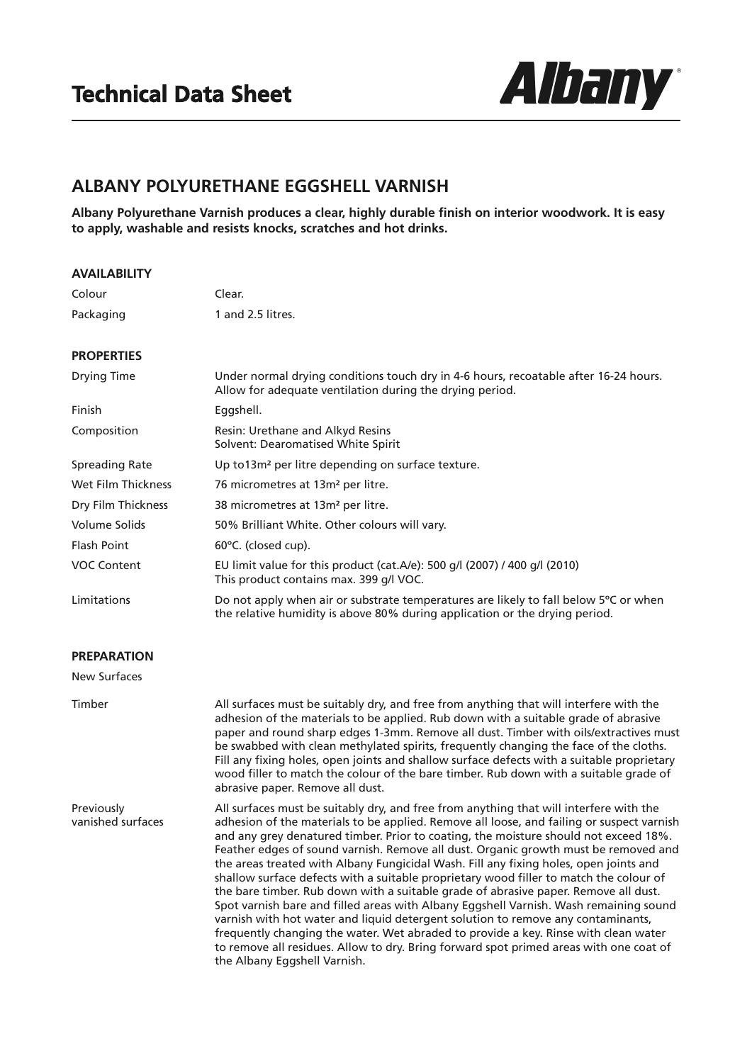# Technical Data Sheet

Albany®

## ALBANY POLYURETHANE EGGSHELL VARNISH

**Albany Polyurethane Varnish produces a clear, highly durable finish on interior woodwork. It is easy to apply, washable and resists knocks, scratches and hot drinks.**

### AVAILABILITY

| | |
|---|---|
| Colour | Clear. |
| Packaging | 1 and 2.5 litres. |

### PROPERTIES

| | |
|---|---|
| Drying Time | Under normal drying conditions touch dry in 4-6 hours, recoatable after 16-24 hours. Allow for adequate ventilation during the drying period. |
| Finish | Eggshell. |
| Composition | Resin: Urethane and Alkyd Resins<br>Solvent: Dearomatised White Spirit |
| Spreading Rate | Up to13m² per litre depending on surface texture. |
| Wet Film Thickness | 76 micrometres at 13m² per litre. |
| Dry Film Thickness | 38 micrometres at 13m² per litre. |
| Volume Solids | 50% Brilliant White. Other colours will vary. |
| Flash Point | 60ºC. (closed cup). |
| VOC Content | EU limit value for this product (cat.A/e): 500 g/l (2007) / 400 g/l (2010)<br>This product contains max. 399 g/l VOC. |
| Limitations | Do not apply when air or substrate temperatures are likely to fall below 5ºC or when the relative humidity is above 80% during application or the drying period. |

### PREPARATION

New Surfaces

| | |
|---|---|
| Timber | All surfaces must be suitably dry, and free from anything that will interfere with the adhesion of the materials to be applied. Rub down with a suitable grade of abrasive paper and round sharp edges 1-3mm. Remove all dust. Timber with oils/extractives must be swabbed with clean methylated spirits, frequently changing the face of the cloths. Fill any fixing holes, open joints and shallow surface defects with a suitable proprietary wood filler to match the colour of the bare timber. Rub down with a suitable grade of abrasive paper. Remove all dust. |
| Previously vanished surfaces | All surfaces must be suitably dry, and free from anything that will interfere with the adhesion of the materials to be applied. Remove all loose, and failing or suspect varnish and any grey denatured timber. Prior to coating, the moisture should not exceed 18%. Feather edges of sound varnish. Remove all dust. Organic growth must be removed and the areas treated with Albany Fungicidal Wash. Fill any fixing holes, open joints and shallow surface defects with a suitable proprietary wood filler to match the colour of the bare timber. Rub down with a suitable grade of abrasive paper. Remove all dust. Spot varnish bare and filled areas with Albany Eggshell Varnish. Wash remaining sound varnish with hot water and liquid detergent solution to remove any contaminants, frequently changing the water. Wet abraded to provide a key. Rinse with clean water to remove all residues. Allow to dry. Bring forward spot primed areas with one coat of the Albany Eggshell Varnish. |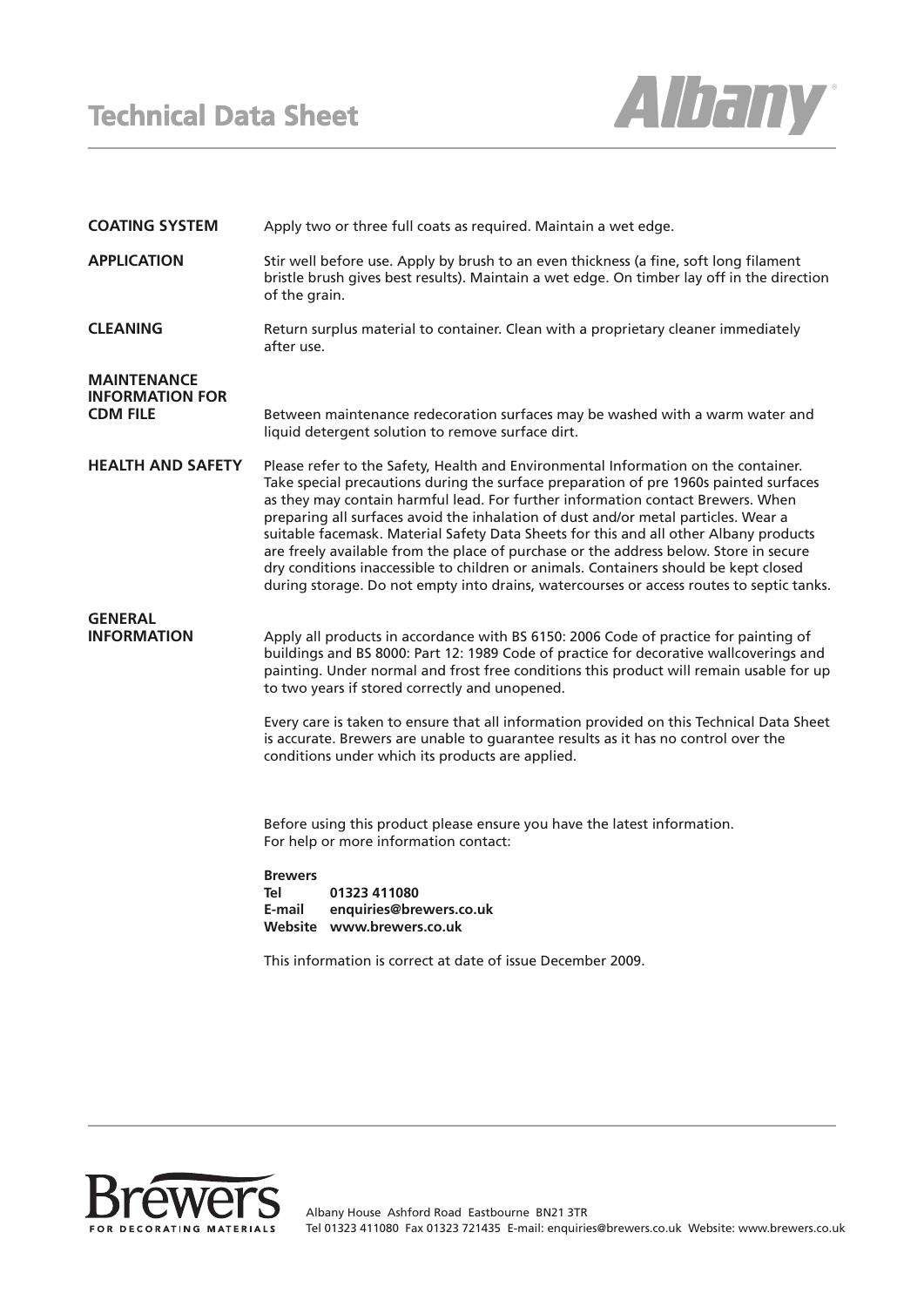**COATING SYSTEM** Apply two or three full coats as required. Maintain a wet edge.

**APPLICATION** Stir well before use. Apply by brush to an even thickness (a fine, soft long filament bristle brush gives best results). Maintain a wet edge. On timber lay off in the direction of the grain.

**CLEANING** Return surplus material to container. Clean with a proprietary cleaner immediately after use.

**MAINTENANCE INFORMATION FOR CDM FILE** Between maintenance redecoration surfaces may be washed with a warm water and liquid detergent solution to remove surface dirt.

**HEALTH AND SAFETY** Please refer to the Safety, Health and Environmental Information on the container. Take special precautions during the surface preparation of pre 1960s painted surfaces as they may contain harmful lead. For further information contact Brewers. When preparing all surfaces avoid the inhalation of dust and/or metal particles. Wear a suitable facemask. Material Safety Data Sheets for this and all other Albany products are freely available from the place of purchase or the address below. Store in secure dry conditions inaccessible to children or animals. Containers should be kept closed during storage. Do not empty into drains, watercourses or access routes to septic tanks.

**GENERAL INFORMATION** Apply all products in accordance with BS 6150: 2006 Code of practice for painting of buildings and BS 8000: Part 12: 1989 Code of practice for decorative wallcoverings and painting. Under normal and frost free conditions this product will remain usable for up to two years if stored correctly and unopened.

Every care is taken to ensure that all information provided on this Technical Data Sheet is accurate. Brewers are unable to guarantee results as it has no control over the conditions under which its products are applied.

Before using this product please ensure you have the latest information.
For help or more information contact:

**Brewers**
**Tel** **01323 411080**
**E-mail** **enquiries@brewers.co.uk**
**Website** **www.brewers.co.uk**

This information is correct at date of issue December 2009.

Albany House Ashford Road Eastbourne BN21 3TR
Tel 01323 411080 Fax 01323 721435 E-mail: enquiries@brewers.co.uk Website: www.brewers.co.uk